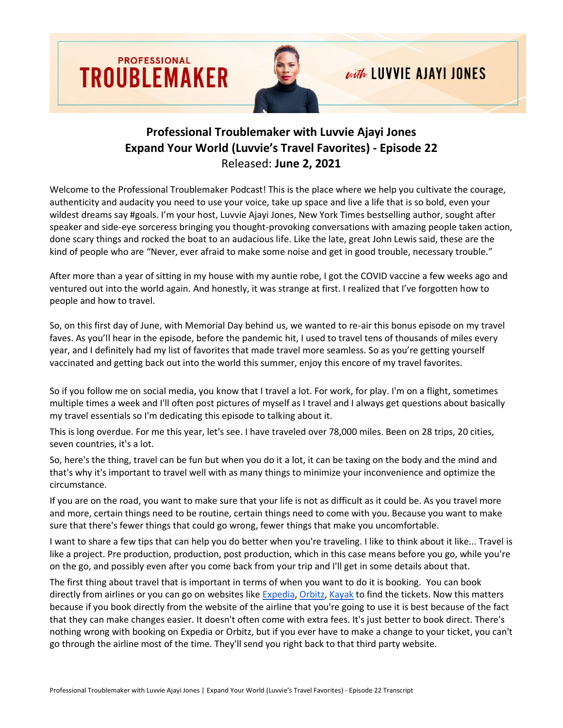# Professional Troublemaker with Luvvie Ajayi Jones
## Expand Your World (Luvvie's Travel Favorites) - Episode 22
Released: **June 2, 2021**

Welcome to the Professional Troublemaker Podcast! This is the place where we help you cultivate the courage, authenticity and audacity you need to use your voice, take up space and live a life that is so bold, even your wildest dreams say #goals. I'm your host, Luvvie Ajayi Jones, New York Times bestselling author, sought after speaker and side-eye sorceress bringing you thought-provoking conversations with amazing people taken action, done scary things and rocked the boat to an audacious life. Like the late, great John Lewis said, these are the kind of people who are "Never, ever afraid to make some noise and get in good trouble, necessary trouble."

After more than a year of sitting in my house with my auntie robe, I got the COVID vaccine a few weeks ago and ventured out into the world again. And honestly, it was strange at first. I realized that I've forgotten how to people and how to travel.

So, on this first day of June, with Memorial Day behind us, we wanted to re-air this bonus episode on my travel faves. As you'll hear in the episode, before the pandemic hit, I used to travel tens of thousands of miles every year, and I definitely had my list of favorites that made travel more seamless. So as you're getting yourself vaccinated and getting back out into the world this summer, enjoy this encore of my travel favorites.

So if you follow me on social media, you know that I travel a lot. For work, for play. I'm on a flight, sometimes multiple times a week and I'll often post pictures of myself as I travel and I always get questions about basically my travel essentials so I'm dedicating this episode to talking about it.

This is long overdue. For me this year, let's see. I have traveled over 78,000 miles. Been on 28 trips, 20 cities, seven countries, it's a lot.

So, here's the thing, travel can be fun but when you do it a lot, it can be taxing on the body and the mind and that's why it's important to travel well with as many things to minimize your inconvenience and optimize the circumstance.

If you are on the road, you want to make sure that your life is not as difficult as it could be. As you travel more and more, certain things need to be routine, certain things need to come with you. Because you want to make sure that there's fewer things that could go wrong, fewer things that make you uncomfortable.

I want to share a few tips that can help you do better when you're traveling. I like to think about it like... Travel is like a project. Pre production, production, post production, which in this case means before you go, while you're on the go, and possibly even after you come back from your trip and I'll get in some details about that.

The first thing about travel that is important in terms of when you want to do it is booking. You can book directly from airlines or you can go on websites like Expedia, Orbitz, Kayak to find the tickets. Now this matters because if you book directly from the website of the airline that you're going to use it is best because of the fact that they can make changes easier. It doesn't often come with extra fees. It's just better to book direct. There's nothing wrong with booking on Expedia or Orbitz, but if you ever have to make a change to your ticket, you can't go through the airline most of the time. They'll send you right back to that third party website.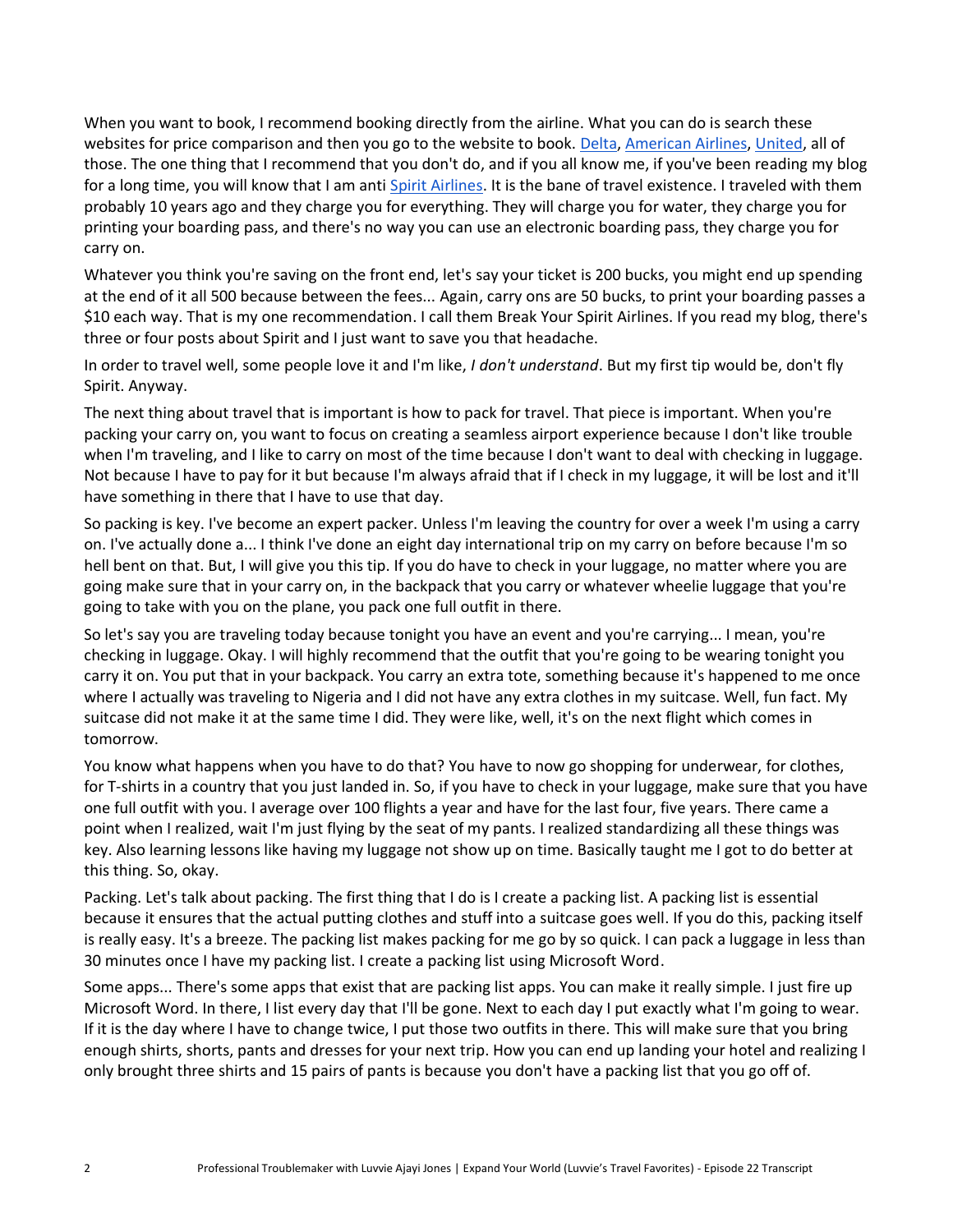When you want to book, I recommend booking directly from the airline. What you can do is search these websites for price comparison and then you go to the website to book. [Delta](), [American Airlines](), [United](), all of those. The one thing that I recommend that you don't do, and if you all know me, if you've been reading my blog for a long time, you will know that I am anti [Spirit Airlines](). It is the bane of travel existence. I traveled with them probably 10 years ago and they charge you for everything. They will charge you for water, they charge you for printing your boarding pass, and there's no way you can use an electronic boarding pass, they charge you for carry on.

Whatever you think you're saving on the front end, let's say your ticket is 200 bucks, you might end up spending at the end of it all 500 because between the fees... Again, carry ons are 50 bucks, to print your boarding passes a $10 each way. That is my one recommendation. I call them Break Your Spirit Airlines. If you read my blog, there's three or four posts about Spirit and I just want to save you that headache.

In order to travel well, some people love it and I'm like, *I don't understand*. But my first tip would be, don't fly Spirit. Anyway.

The next thing about travel that is important is how to pack for travel. That piece is important. When you're packing your carry on, you want to focus on creating a seamless airport experience because I don't like trouble when I'm traveling, and I like to carry on most of the time because I don't want to deal with checking in luggage. Not because I have to pay for it but because I'm always afraid that if I check in my luggage, it will be lost and it'll have something in there that I have to use that day.

So packing is key. I've become an expert packer. Unless I'm leaving the country for over a week I'm using a carry on. I've actually done a... I think I've done an eight day international trip on my carry on before because I'm so hell bent on that. But, I will give you this tip. If you do have to check in your luggage, no matter where you are going make sure that in your carry on, in the backpack that you carry or whatever wheelie luggage that you're going to take with you on the plane, you pack one full outfit in there.

So let's say you are traveling today because tonight you have an event and you're carrying... I mean, you're checking in luggage. Okay. I will highly recommend that the outfit that you're going to be wearing tonight you carry it on. You put that in your backpack. You carry an extra tote, something because it's happened to me once where I actually was traveling to Nigeria and I did not have any extra clothes in my suitcase. Well, fun fact. My suitcase did not make it at the same time I did. They were like, well, it's on the next flight which comes in tomorrow.

You know what happens when you have to do that? You have to now go shopping for underwear, for clothes, for T-shirts in a country that you just landed in. So, if you have to check in your luggage, make sure that you have one full outfit with you. I average over 100 flights a year and have for the last four, five years. There came a point when I realized, wait I'm just flying by the seat of my pants. I realized standardizing all these things was key. Also learning lessons like having my luggage not show up on time. Basically taught me I got to do better at this thing. So, okay.

Packing. Let's talk about packing. The first thing that I do is I create a packing list. A packing list is essential because it ensures that the actual putting clothes and stuff into a suitcase goes well. If you do this, packing itself is really easy. It's a breeze. The packing list makes packing for me go by so quick. I can pack a luggage in less than 30 minutes once I have my packing list. I create a packing list using Microsoft Word.

Some apps... There's some apps that exist that are packing list apps. You can make it really simple. I just fire up Microsoft Word. In there, I list every day that I'll be gone. Next to each day I put exactly what I'm going to wear. If it is the day where I have to change twice, I put those two outfits in there. This will make sure that you bring enough shirts, shorts, pants and dresses for your next trip. How you can end up landing your hotel and realizing I only brought three shirts and 15 pairs of pants is because you don't have a packing list that you go off of.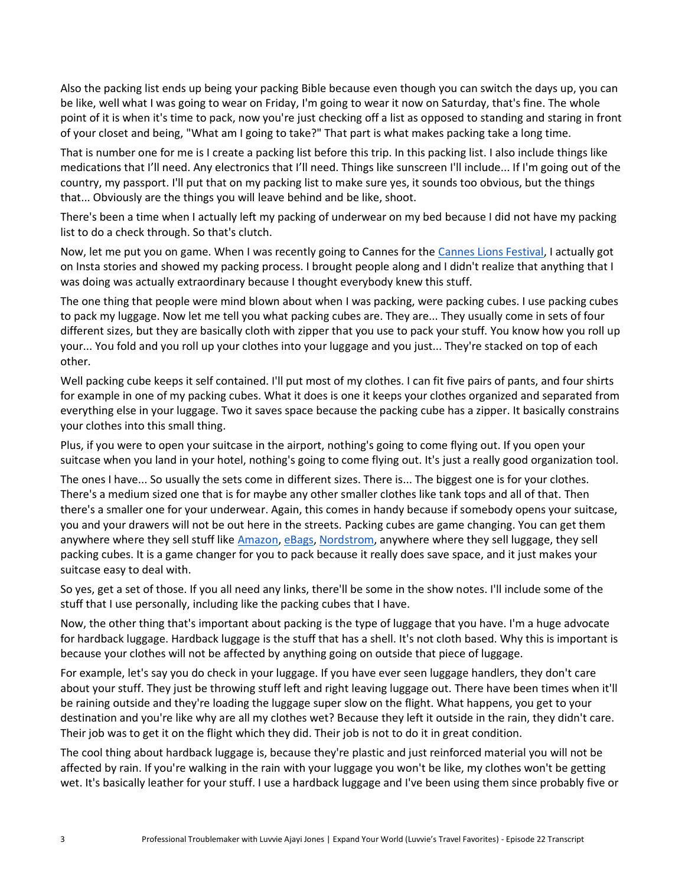Also the packing list ends up being your packing Bible because even though you can switch the days up, you can be like, well what I was going to wear on Friday, I'm going to wear it now on Saturday, that's fine. The whole point of it is when it's time to pack, now you're just checking off a list as opposed to standing and staring in front of your closet and being, "What am I going to take?" That part is what makes packing take a long time.

That is number one for me is I create a packing list before this trip. In this packing list. I also include things like medications that I'll need. Any electronics that I'll need. Things like sunscreen I'll include... If I'm going out of the country, my passport. I'll put that on my packing list to make sure yes, it sounds too obvious, but the things that... Obviously are the things you will leave behind and be like, shoot.

There's been a time when I actually left my packing of underwear on my bed because I did not have my packing list to do a check through. So that's clutch.

Now, let me put you on game. When I was recently going to Cannes for the Cannes Lions Festival, I actually got on Insta stories and showed my packing process. I brought people along and I didn't realize that anything that I was doing was actually extraordinary because I thought everybody knew this stuff.

The one thing that people were mind blown about when I was packing, were packing cubes. I use packing cubes to pack my luggage. Now let me tell you what packing cubes are. They are... They usually come in sets of four different sizes, but they are basically cloth with zipper that you use to pack your stuff. You know how you roll up your... You fold and you roll up your clothes into your luggage and you just... They're stacked on top of each other.

Well packing cube keeps it self contained. I'll put most of my clothes. I can fit five pairs of pants, and four shirts for example in one of my packing cubes. What it does is one it keeps your clothes organized and separated from everything else in your luggage. Two it saves space because the packing cube has a zipper. It basically constrains your clothes into this small thing.

Plus, if you were to open your suitcase in the airport, nothing's going to come flying out. If you open your suitcase when you land in your hotel, nothing's going to come flying out. It's just a really good organization tool.

The ones I have... So usually the sets come in different sizes. There is... The biggest one is for your clothes. There's a medium sized one that is for maybe any other smaller clothes like tank tops and all of that. Then there's a smaller one for your underwear. Again, this comes in handy because if somebody opens your suitcase, you and your drawers will not be out here in the streets. Packing cubes are game changing. You can get them anywhere where they sell stuff like Amazon, eBags, Nordstrom, anywhere where they sell luggage, they sell packing cubes. It is a game changer for you to pack because it really does save space, and it just makes your suitcase easy to deal with.

So yes, get a set of those. If you all need any links, there'll be some in the show notes. I'll include some of the stuff that I use personally, including like the packing cubes that I have.

Now, the other thing that's important about packing is the type of luggage that you have. I'm a huge advocate for hardback luggage. Hardback luggage is the stuff that has a shell. It's not cloth based. Why this is important is because your clothes will not be affected by anything going on outside that piece of luggage.

For example, let's say you do check in your luggage. If you have ever seen luggage handlers, they don't care about your stuff. They just be throwing stuff left and right leaving luggage out. There have been times when it'll be raining outside and they're loading the luggage super slow on the flight. What happens, you get to your destination and you're like why are all my clothes wet? Because they left it outside in the rain, they didn't care. Their job was to get it on the flight which they did. Their job is not to do it in great condition.

The cool thing about hardback luggage is, because they're plastic and just reinforced material you will not be affected by rain. If you're walking in the rain with your luggage you won't be like, my clothes won't be getting wet. It's basically leather for your stuff. I use a hardback luggage and I've been using them since probably five or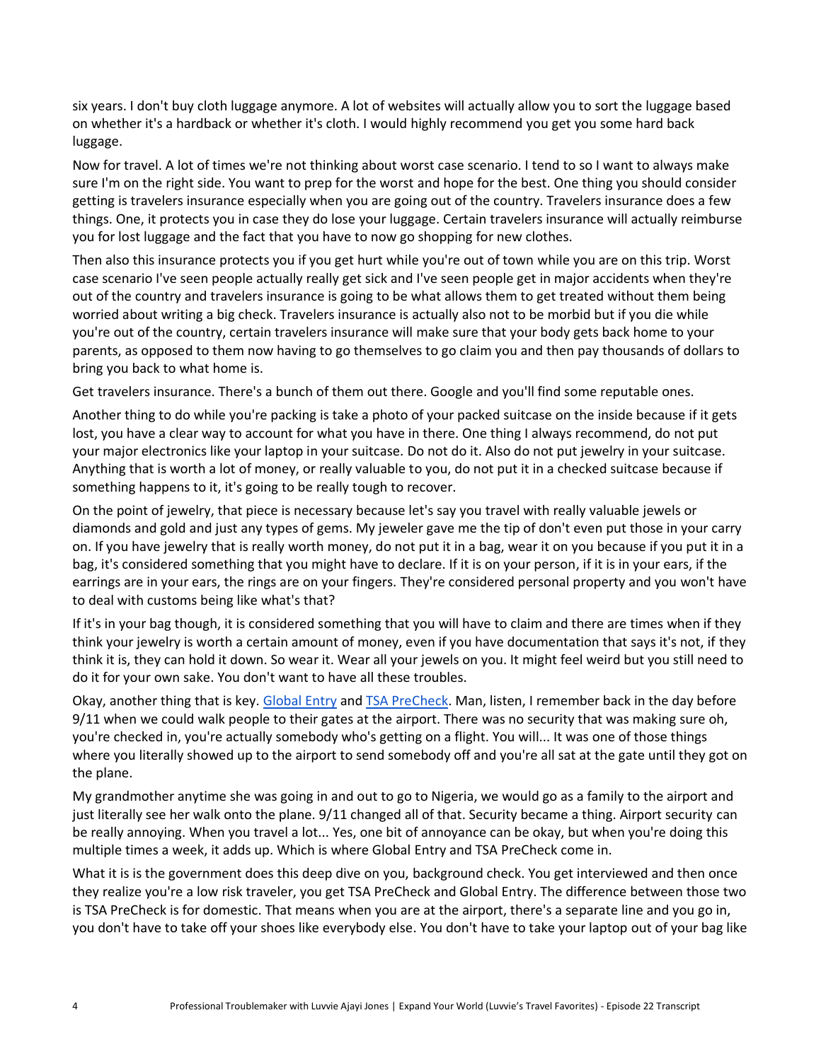six years. I don't buy cloth luggage anymore. A lot of websites will actually allow you to sort the luggage based on whether it's a hardback or whether it's cloth. I would highly recommend you get you some hard back luggage.

Now for travel. A lot of times we're not thinking about worst case scenario. I tend to so I want to always make sure I'm on the right side. You want to prep for the worst and hope for the best. One thing you should consider getting is travelers insurance especially when you are going out of the country. Travelers insurance does a few things. One, it protects you in case they do lose your luggage. Certain travelers insurance will actually reimburse you for lost luggage and the fact that you have to now go shopping for new clothes.

Then also this insurance protects you if you get hurt while you're out of town while you are on this trip. Worst case scenario I've seen people actually really get sick and I've seen people get in major accidents when they're out of the country and travelers insurance is going to be what allows them to get treated without them being worried about writing a big check. Travelers insurance is actually also not to be morbid but if you die while you're out of the country, certain travelers insurance will make sure that your body gets back home to your parents, as opposed to them now having to go themselves to go claim you and then pay thousands of dollars to bring you back to what home is.

Get travelers insurance. There's a bunch of them out there. Google and you'll find some reputable ones.

Another thing to do while you're packing is take a photo of your packed suitcase on the inside because if it gets lost, you have a clear way to account for what you have in there. One thing I always recommend, do not put your major electronics like your laptop in your suitcase. Do not do it. Also do not put jewelry in your suitcase. Anything that is worth a lot of money, or really valuable to you, do not put it in a checked suitcase because if something happens to it, it's going to be really tough to recover.

On the point of jewelry, that piece is necessary because let's say you travel with really valuable jewels or diamonds and gold and just any types of gems. My jeweler gave me the tip of don't even put those in your carry on. If you have jewelry that is really worth money, do not put it in a bag, wear it on you because if you put it in a bag, it's considered something that you might have to declare. If it is on your person, if it is in your ears, if the earrings are in your ears, the rings are on your fingers. They're considered personal property and you won't have to deal with customs being like what's that?

If it's in your bag though, it is considered something that you will have to claim and there are times when if they think your jewelry is worth a certain amount of money, even if you have documentation that says it's not, if they think it is, they can hold it down. So wear it. Wear all your jewels on you. It might feel weird but you still need to do it for your own sake. You don't want to have all these troubles.

Okay, another thing that is key. [Global Entry] and [TSA PreCheck]. Man, listen, I remember back in the day before 9/11 when we could walk people to their gates at the airport. There was no security that was making sure oh, you're checked in, you're actually somebody who's getting on a flight. You will... It was one of those things where you literally showed up to the airport to send somebody off and you're all sat at the gate until they got on the plane.

My grandmother anytime she was going in and out to go to Nigeria, we would go as a family to the airport and just literally see her walk onto the plane. 9/11 changed all of that. Security became a thing. Airport security can be really annoying. When you travel a lot... Yes, one bit of annoyance can be okay, but when you're doing this multiple times a week, it adds up. Which is where Global Entry and TSA PreCheck come in.

What it is is the government does this deep dive on you, background check. You get interviewed and then once they realize you're a low risk traveler, you get TSA PreCheck and Global Entry. The difference between those two is TSA PreCheck is for domestic. That means when you are at the airport, there's a separate line and you go in, you don't have to take off your shoes like everybody else. You don't have to take your laptop out of your bag like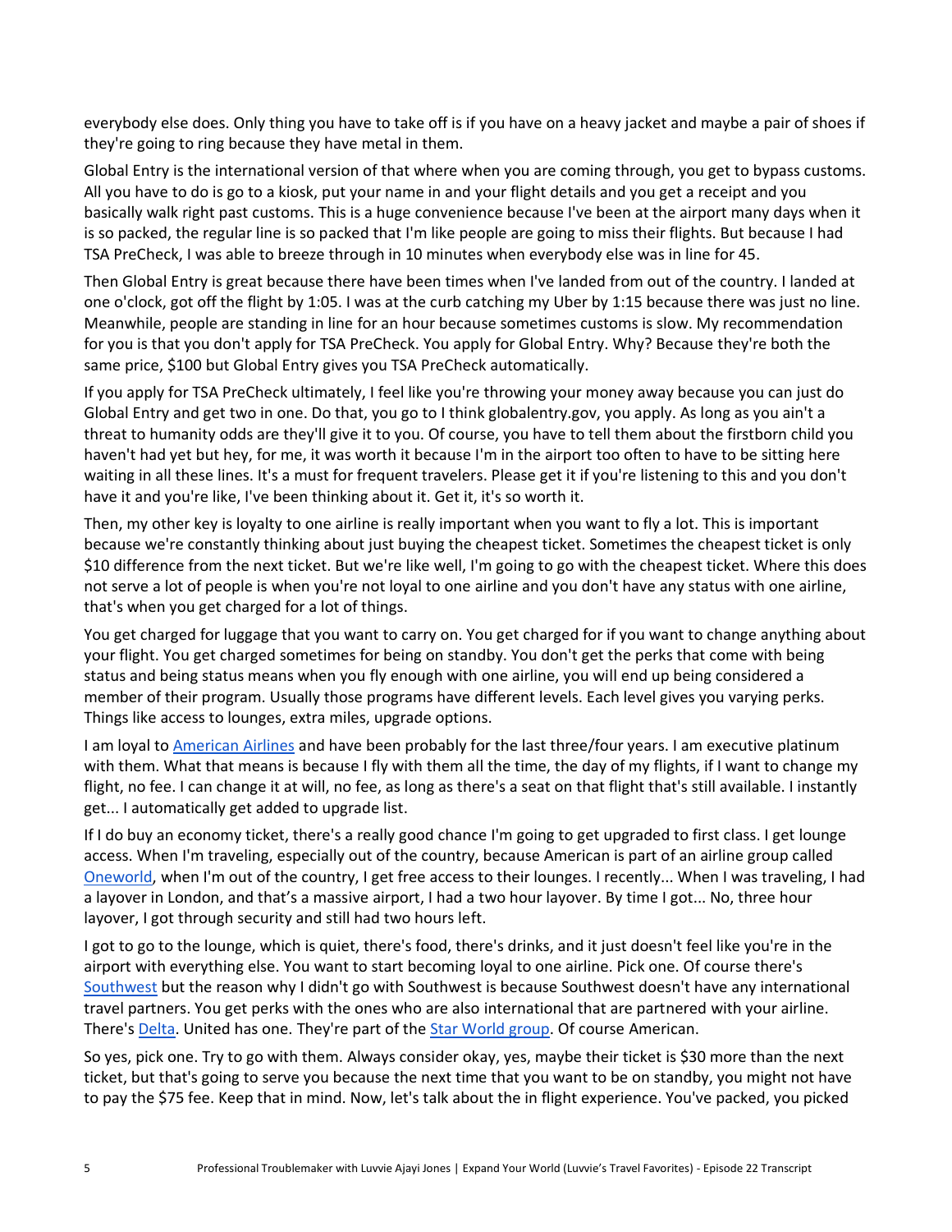everybody else does. Only thing you have to take off is if you have on a heavy jacket and maybe a pair of shoes if they're going to ring because they have metal in them.

Global Entry is the international version of that where when you are coming through, you get to bypass customs. All you have to do is go to a kiosk, put your name in and your flight details and you get a receipt and you basically walk right past customs. This is a huge convenience because I've been at the airport many days when it is so packed, the regular line is so packed that I'm like people are going to miss their flights. But because I had TSA PreCheck, I was able to breeze through in 10 minutes when everybody else was in line for 45.

Then Global Entry is great because there have been times when I've landed from out of the country. I landed at one o'clock, got off the flight by 1:05. I was at the curb catching my Uber by 1:15 because there was just no line. Meanwhile, people are standing in line for an hour because sometimes customs is slow. My recommendation for you is that you don't apply for TSA PreCheck. You apply for Global Entry. Why? Because they're both the same price, $100 but Global Entry gives you TSA PreCheck automatically.

If you apply for TSA PreCheck ultimately, I feel like you're throwing your money away because you can just do Global Entry and get two in one. Do that, you go to I think globalentry.gov, you apply. As long as you ain't a threat to humanity odds are they'll give it to you. Of course, you have to tell them about the firstborn child you haven't had yet but hey, for me, it was worth it because I'm in the airport too often to have to be sitting here waiting in all these lines. It's a must for frequent travelers. Please get it if you're listening to this and you don't have it and you're like, I've been thinking about it. Get it, it's so worth it.

Then, my other key is loyalty to one airline is really important when you want to fly a lot. This is important because we're constantly thinking about just buying the cheapest ticket. Sometimes the cheapest ticket is only $10 difference from the next ticket. But we're like well, I'm going to go with the cheapest ticket. Where this does not serve a lot of people is when you're not loyal to one airline and you don't have any status with one airline, that's when you get charged for a lot of things.

You get charged for luggage that you want to carry on. You get charged for if you want to change anything about your flight. You get charged sometimes for being on standby. You don't get the perks that come with being status and being status means when you fly enough with one airline, you will end up being considered a member of their program. Usually those programs have different levels. Each level gives you varying perks. Things like access to lounges, extra miles, upgrade options.

I am loyal to [American Airlines] and have been probably for the last three/four years. I am executive platinum with them. What that means is because I fly with them all the time, the day of my flights, if I want to change my flight, no fee. I can change it at will, no fee, as long as there's a seat on that flight that's still available. I instantly get... I automatically get added to upgrade list.

If I do buy an economy ticket, there's a really good chance I'm going to get upgraded to first class. I get lounge access. When I'm traveling, especially out of the country, because American is part of an airline group called [Oneworld], when I'm out of the country, I get free access to their lounges. I recently... When I was traveling, I had a layover in London, and that's a massive airport, I had a two hour layover. By time I got... No, three hour layover, I got through security and still had two hours left.

I got to go to the lounge, which is quiet, there's food, there's drinks, and it just doesn't feel like you're in the airport with everything else. You want to start becoming loyal to one airline. Pick one. Of course there's [Southwest] but the reason why I didn't go with Southwest is because Southwest doesn't have any international travel partners. You get perks with the ones who are also international that are partnered with your airline. There's [Delta]. United has one. They're part of the [Star World group]. Of course American.

So yes, pick one. Try to go with them. Always consider okay, yes, maybe their ticket is $30 more than the next ticket, but that's going to serve you because the next time that you want to be on standby, you might not have to pay the $75 fee. Keep that in mind. Now, let's talk about the in flight experience. You've packed, you picked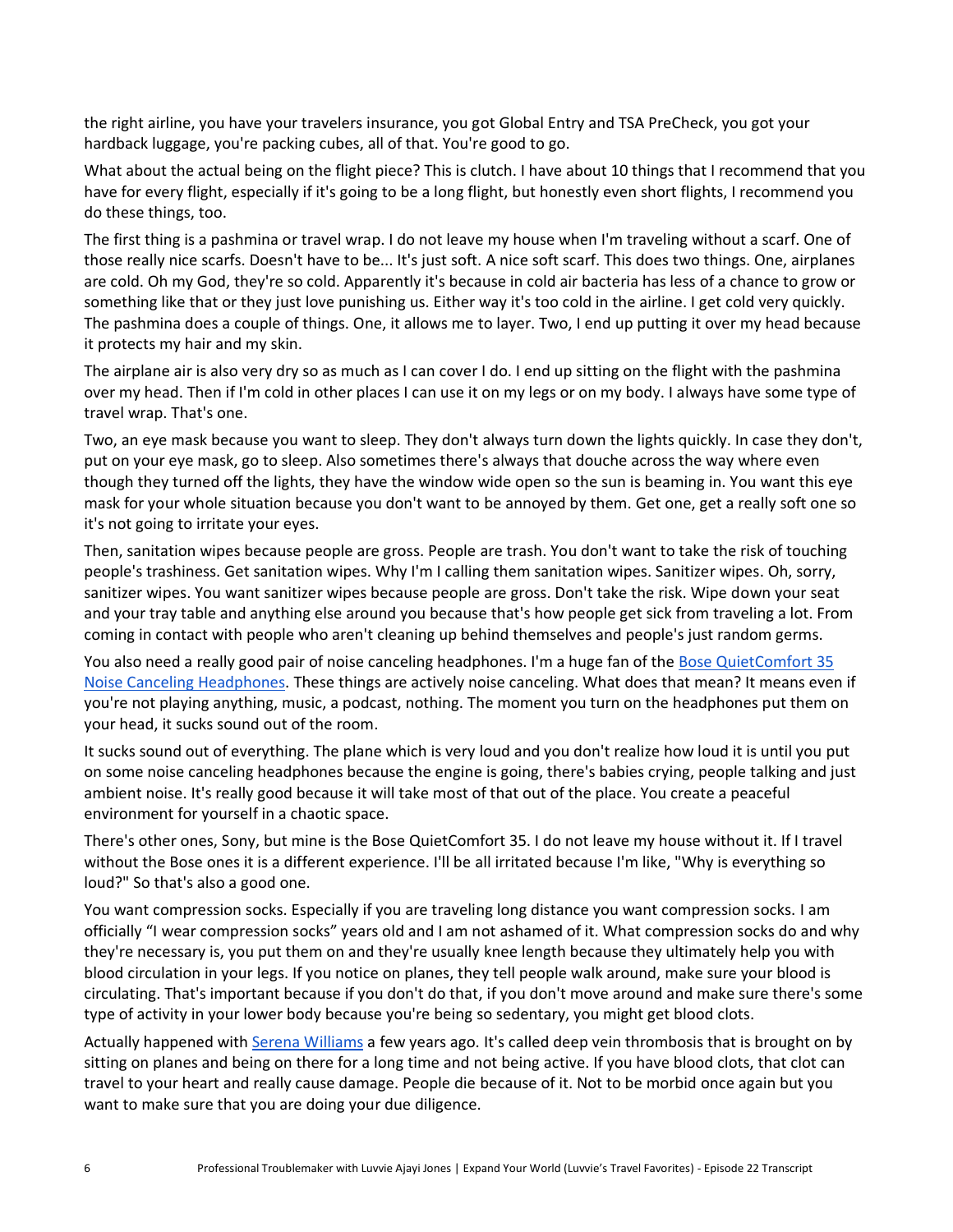the right airline, you have your travelers insurance, you got Global Entry and TSA PreCheck, you got your hardback luggage, you're packing cubes, all of that. You're good to go.

What about the actual being on the flight piece? This is clutch. I have about 10 things that I recommend that you have for every flight, especially if it's going to be a long flight, but honestly even short flights, I recommend you do these things, too.

The first thing is a pashmina or travel wrap. I do not leave my house when I'm traveling without a scarf. One of those really nice scarfs. Doesn't have to be... It's just soft. A nice soft scarf. This does two things. One, airplanes are cold. Oh my God, they're so cold. Apparently it's because in cold air bacteria has less of a chance to grow or something like that or they just love punishing us. Either way it's too cold in the airline. I get cold very quickly. The pashmina does a couple of things. One, it allows me to layer. Two, I end up putting it over my head because it protects my hair and my skin.

The airplane air is also very dry so as much as I can cover I do. I end up sitting on the flight with the pashmina over my head. Then if I'm cold in other places I can use it on my legs or on my body. I always have some type of travel wrap. That's one.

Two, an eye mask because you want to sleep. They don't always turn down the lights quickly. In case they don't, put on your eye mask, go to sleep. Also sometimes there's always that douche across the way where even though they turned off the lights, they have the window wide open so the sun is beaming in. You want this eye mask for your whole situation because you don't want to be annoyed by them. Get one, get a really soft one so it's not going to irritate your eyes.

Then, sanitation wipes because people are gross. People are trash. You don't want to take the risk of touching people's trashiness. Get sanitation wipes. Why I'm I calling them sanitation wipes. Sanitizer wipes. Oh, sorry, sanitizer wipes. You want sanitizer wipes because people are gross. Don't take the risk. Wipe down your seat and your tray table and anything else around you because that's how people get sick from traveling a lot. From coming in contact with people who aren't cleaning up behind themselves and people's just random germs.

You also need a really good pair of noise canceling headphones. I'm a huge fan of the [Bose QuietComfort 35 Noise Canceling Headphones]. These things are actively noise canceling. What does that mean? It means even if you're not playing anything, music, a podcast, nothing. The moment you turn on the headphones put them on your head, it sucks sound out of the room.

It sucks sound out of everything. The plane which is very loud and you don't realize how loud it is until you put on some noise canceling headphones because the engine is going, there's babies crying, people talking and just ambient noise. It's really good because it will take most of that out of the place. You create a peaceful environment for yourself in a chaotic space.

There's other ones, Sony, but mine is the Bose QuietComfort 35. I do not leave my house without it. If I travel without the Bose ones it is a different experience. I'll be all irritated because I'm like, "Why is everything so loud?" So that's also a good one.

You want compression socks. Especially if you are traveling long distance you want compression socks. I am officially "I wear compression socks" years old and I am not ashamed of it. What compression socks do and why they're necessary is, you put them on and they're usually knee length because they ultimately help you with blood circulation in your legs. If you notice on planes, they tell people walk around, make sure your blood is circulating. That's important because if you don't do that, if you don't move around and make sure there's some type of activity in your lower body because you're being so sedentary, you might get blood clots.

Actually happened with Serena Williams a few years ago. It's called deep vein thrombosis that is brought on by sitting on planes and being on there for a long time and not being active. If you have blood clots, that clot can travel to your heart and really cause damage. People die because of it. Not to be morbid once again but you want to make sure that you are doing your due diligence.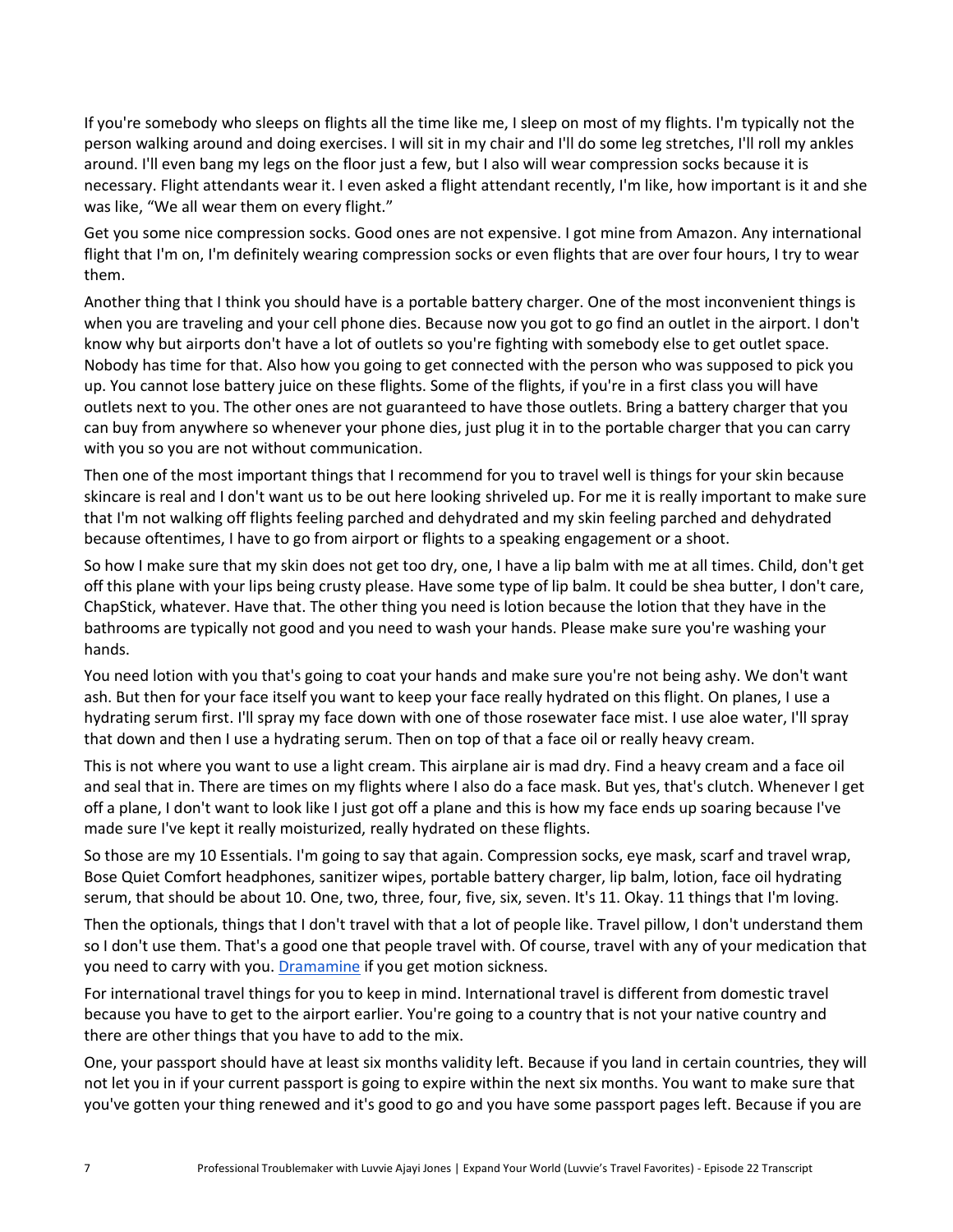If you're somebody who sleeps on flights all the time like me, I sleep on most of my flights. I'm typically not the person walking around and doing exercises. I will sit in my chair and I'll do some leg stretches, I'll roll my ankles around. I'll even bang my legs on the floor just a few, but I also will wear compression socks because it is necessary. Flight attendants wear it. I even asked a flight attendant recently, I'm like, how important is it and she was like, "We all wear them on every flight."

Get you some nice compression socks. Good ones are not expensive. I got mine from Amazon. Any international flight that I'm on, I'm definitely wearing compression socks or even flights that are over four hours, I try to wear them.

Another thing that I think you should have is a portable battery charger. One of the most inconvenient things is when you are traveling and your cell phone dies. Because now you got to go find an outlet in the airport. I don't know why but airports don't have a lot of outlets so you're fighting with somebody else to get outlet space. Nobody has time for that. Also how you going to get connected with the person who was supposed to pick you up. You cannot lose battery juice on these flights. Some of the flights, if you're in a first class you will have outlets next to you. The other ones are not guaranteed to have those outlets. Bring a battery charger that you can buy from anywhere so whenever your phone dies, just plug it in to the portable charger that you can carry with you so you are not without communication.

Then one of the most important things that I recommend for you to travel well is things for your skin because skincare is real and I don't want us to be out here looking shriveled up. For me it is really important to make sure that I'm not walking off flights feeling parched and dehydrated and my skin feeling parched and dehydrated because oftentimes, I have to go from airport or flights to a speaking engagement or a shoot.

So how I make sure that my skin does not get too dry, one, I have a lip balm with me at all times. Child, don't get off this plane with your lips being crusty please. Have some type of lip balm. It could be shea butter, I don't care, ChapStick, whatever. Have that. The other thing you need is lotion because the lotion that they have in the bathrooms are typically not good and you need to wash your hands. Please make sure you're washing your hands.

You need lotion with you that's going to coat your hands and make sure you're not being ashy. We don't want ash. But then for your face itself you want to keep your face really hydrated on this flight. On planes, I use a hydrating serum first. I'll spray my face down with one of those rosewater face mist. I use aloe water, I'll spray that down and then I use a hydrating serum. Then on top of that a face oil or really heavy cream.

This is not where you want to use a light cream. This airplane air is mad dry. Find a heavy cream and a face oil and seal that in. There are times on my flights where I also do a face mask. But yes, that's clutch. Whenever I get off a plane, I don't want to look like I just got off a plane and this is how my face ends up soaring because I've made sure I've kept it really moisturized, really hydrated on these flights.

So those are my 10 Essentials. I'm going to say that again. Compression socks, eye mask, scarf and travel wrap, Bose Quiet Comfort headphones, sanitizer wipes, portable battery charger, lip balm, lotion, face oil hydrating serum, that should be about 10. One, two, three, four, five, six, seven. It's 11. Okay. 11 things that I'm loving.

Then the optionals, things that I don't travel with that a lot of people like. Travel pillow, I don't understand them so I don't use them. That's a good one that people travel with. Of course, travel with any of your medication that you need to carry with you. Dramamine if you get motion sickness.

For international travel things for you to keep in mind. International travel is different from domestic travel because you have to get to the airport earlier. You're going to a country that is not your native country and there are other things that you have to add to the mix.

One, your passport should have at least six months validity left. Because if you land in certain countries, they will not let you in if your current passport is going to expire within the next six months. You want to make sure that you've gotten your thing renewed and it's good to go and you have some passport pages left. Because if you are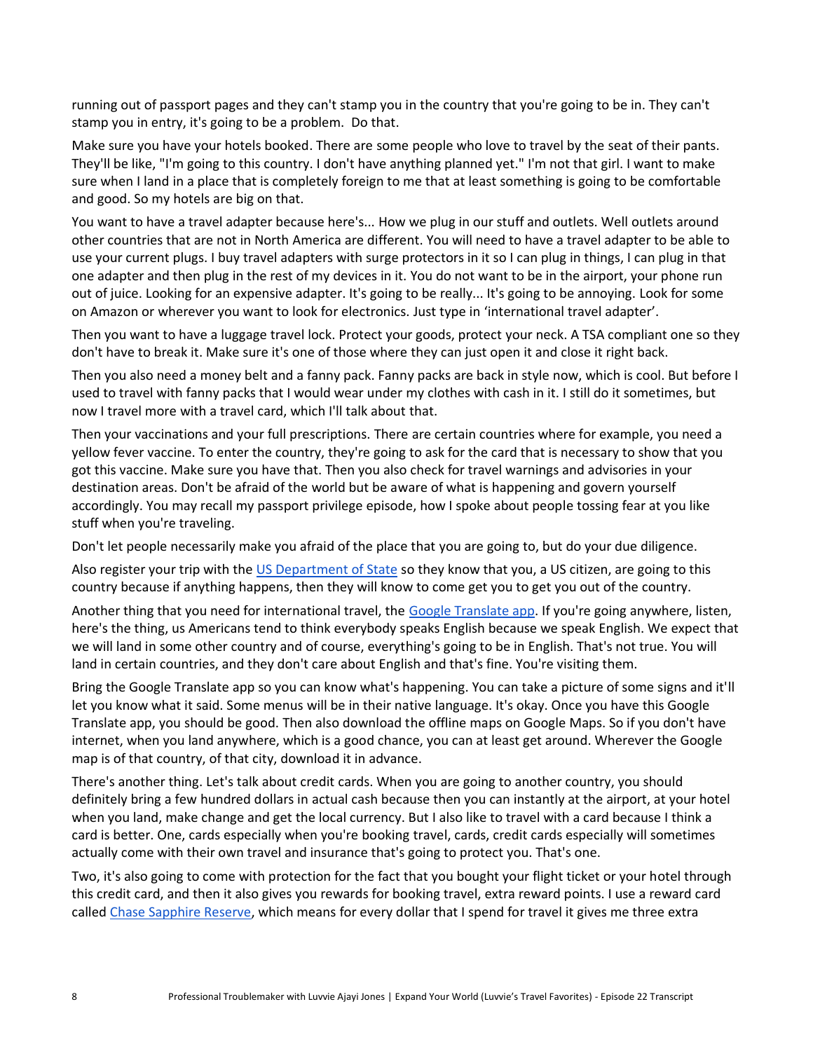running out of passport pages and they can't stamp you in the country that you're going to be in. They can't stamp you in entry, it's going to be a problem. Do that.

Make sure you have your hotels booked. There are some people who love to travel by the seat of their pants. They'll be like, "I'm going to this country. I don't have anything planned yet." I'm not that girl. I want to make sure when I land in a place that is completely foreign to me that at least something is going to be comfortable and good. So my hotels are big on that.

You want to have a travel adapter because here's... How we plug in our stuff and outlets. Well outlets around other countries that are not in North America are different. You will need to have a travel adapter to be able to use your current plugs. I buy travel adapters with surge protectors in it so I can plug in things, I can plug in that one adapter and then plug in the rest of my devices in it. You do not want to be in the airport, your phone run out of juice. Looking for an expensive adapter. It's going to be really... It's going to be annoying. Look for some on Amazon or wherever you want to look for electronics. Just type in 'international travel adapter'.

Then you want to have a luggage travel lock. Protect your goods, protect your neck. A TSA compliant one so they don't have to break it. Make sure it's one of those where they can just open it and close it right back.

Then you also need a money belt and a fanny pack. Fanny packs are back in style now, which is cool. But before I used to travel with fanny packs that I would wear under my clothes with cash in it. I still do it sometimes, but now I travel more with a travel card, which I'll talk about that.

Then your vaccinations and your full prescriptions. There are certain countries where for example, you need a yellow fever vaccine. To enter the country, they're going to ask for the card that is necessary to show that you got this vaccine. Make sure you have that. Then you also check for travel warnings and advisories in your destination areas. Don't be afraid of the world but be aware of what is happening and govern yourself accordingly. You may recall my passport privilege episode, how I spoke about people tossing fear at you like stuff when you're traveling.

Don't let people necessarily make you afraid of the place that you are going to, but do your due diligence.

Also register your trip with the US Department of State so they know that you, a US citizen, are going to this country because if anything happens, then they will know to come get you to get you out of the country.

Another thing that you need for international travel, the Google Translate app. If you're going anywhere, listen, here's the thing, us Americans tend to think everybody speaks English because we speak English. We expect that we will land in some other country and of course, everything's going to be in English. That's not true. You will land in certain countries, and they don't care about English and that's fine. You're visiting them.

Bring the Google Translate app so you can know what's happening. You can take a picture of some signs and it'll let you know what it said. Some menus will be in their native language. It's okay. Once you have this Google Translate app, you should be good. Then also download the offline maps on Google Maps. So if you don't have internet, when you land anywhere, which is a good chance, you can at least get around. Wherever the Google map is of that country, of that city, download it in advance.

There's another thing. Let's talk about credit cards. When you are going to another country, you should definitely bring a few hundred dollars in actual cash because then you can instantly at the airport, at your hotel when you land, make change and get the local currency. But I also like to travel with a card because I think a card is better. One, cards especially when you're booking travel, cards, credit cards especially will sometimes actually come with their own travel and insurance that's going to protect you. That's one.

Two, it's also going to come with protection for the fact that you bought your flight ticket or your hotel through this credit card, and then it also gives you rewards for booking travel, extra reward points. I use a reward card called Chase Sapphire Reserve, which means for every dollar that I spend for travel it gives me three extra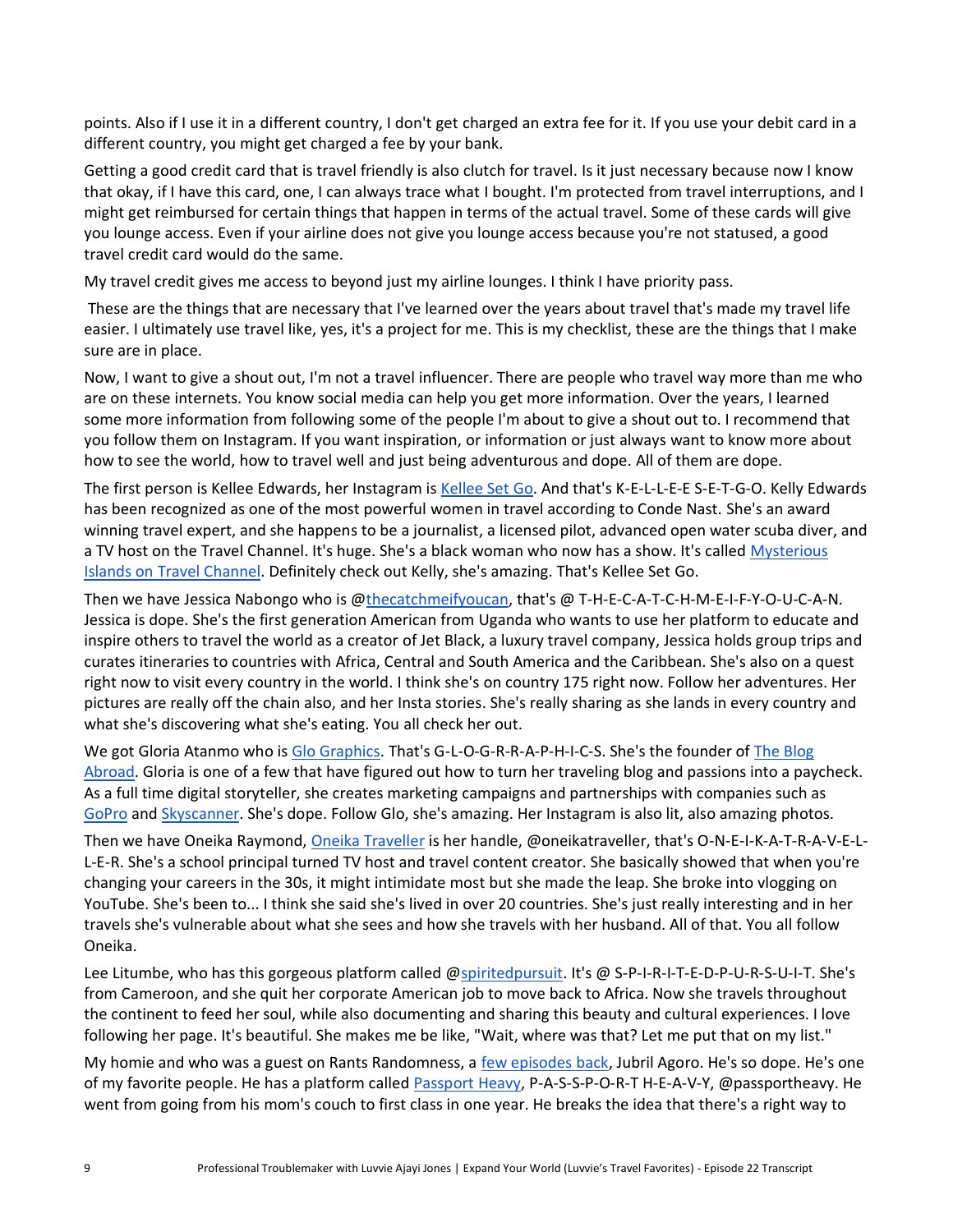points. Also if I use it in a different country, I don't get charged an extra fee for it. If you use your debit card in a different country, you might get charged a fee by your bank.

Getting a good credit card that is travel friendly is also clutch for travel. Is it just necessary because now I know that okay, if I have this card, one, I can always trace what I bought. I'm protected from travel interruptions, and I might get reimbursed for certain things that happen in terms of the actual travel. Some of these cards will give you lounge access. Even if your airline does not give you lounge access because you're not statused, a good travel credit card would do the same.

My travel credit gives me access to beyond just my airline lounges. I think I have priority pass.

These are the things that are necessary that I've learned over the years about travel that's made my travel life easier. I ultimately use travel like, yes, it's a project for me. This is my checklist, these are the things that I make sure are in place.

Now, I want to give a shout out, I'm not a travel influencer. There are people who travel way more than me who are on these internets. You know social media can help you get more information. Over the years, I learned some more information from following some of the people I'm about to give a shout out to. I recommend that you follow them on Instagram. If you want inspiration, or information or just always want to know more about how to see the world, how to travel well and just being adventurous and dope. All of them are dope.

The first person is Kellee Edwards, her Instagram is Kellee Set Go. And that's K-E-L-L-E-E S-E-T-G-O. Kelly Edwards has been recognized as one of the most powerful women in travel according to Conde Nast. She's an award winning travel expert, and she happens to be a journalist, a licensed pilot, advanced open water scuba diver, and a TV host on the Travel Channel. It's huge. She's a black woman who now has a show. It's called Mysterious Islands on Travel Channel. Definitely check out Kelly, she's amazing. That's Kellee Set Go.

Then we have Jessica Nabongo who is @thecatchmeifyoucan, that's @ T-H-E-C-A-T-C-H-M-E-I-F-Y-O-U-C-A-N. Jessica is dope. She's the first generation American from Uganda who wants to use her platform to educate and inspire others to travel the world as a creator of Jet Black, a luxury travel company, Jessica holds group trips and curates itineraries to countries with Africa, Central and South America and the Caribbean. She's also on a quest right now to visit every country in the world. I think she's on country 175 right now. Follow her adventures. Her pictures are really off the chain also, and her Insta stories. She's really sharing as she lands in every country and what she's discovering what she's eating. You all check her out.

We got Gloria Atanmo who is Glo Graphics. That's G-L-O-G-R-R-A-P-H-I-C-S. She's the founder of The Blog Abroad. Gloria is one of a few that have figured out how to turn her traveling blog and passions into a paycheck. As a full time digital storyteller, she creates marketing campaigns and partnerships with companies such as GoPro and Skyscanner. She's dope. Follow Glo, she's amazing. Her Instagram is also lit, also amazing photos.

Then we have Oneika Raymond, Oneika Traveller is her handle, @oneikatraveller, that's O-N-E-I-K-A-T-R-A-V-E-L-L-E-R. She's a school principal turned TV host and travel content creator. She basically showed that when you're changing your careers in the 30s, it might intimidate most but she made the leap. She broke into vlogging on YouTube. She's been to... I think she said she's lived in over 20 countries. She's just really interesting and in her travels she's vulnerable about what she sees and how she travels with her husband. All of that. You all follow Oneika.

Lee Litumbe, who has this gorgeous platform called @spiritedpursuit. It's @ S-P-I-R-I-T-E-D-P-U-R-S-U-I-T. She's from Cameroon, and she quit her corporate American job to move back to Africa. Now she travels throughout the continent to feed her soul, while also documenting and sharing this beauty and cultural experiences. I love following her page. It's beautiful. She makes me be like, "Wait, where was that? Let me put that on my list."

My homie and who was a guest on Rants Randomness, a few episodes back, Jubril Agoro. He's so dope. He's one of my favorite people. He has a platform called Passport Heavy, P-A-S-S-P-O-R-T H-E-A-V-Y, @passportheavy. He went from going from his mom's couch to first class in one year. He breaks the idea that there's a right way to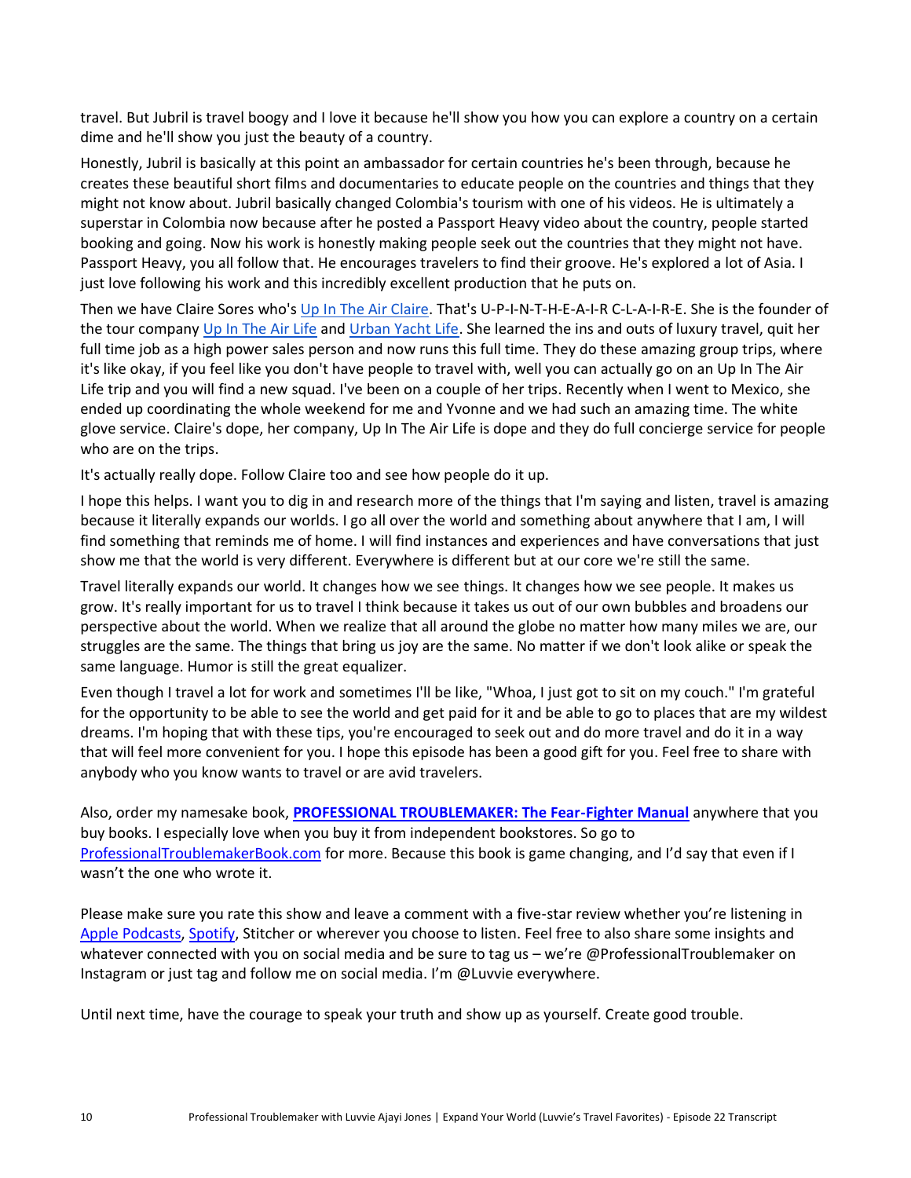travel. But Jubril is travel boogy and I love it because he'll show you how you can explore a country on a certain dime and he'll show you just the beauty of a country.

Honestly, Jubril is basically at this point an ambassador for certain countries he's been through, because he creates these beautiful short films and documentaries to educate people on the countries and things that they might not know about. Jubril basically changed Colombia's tourism with one of his videos. He is ultimately a superstar in Colombia now because after he posted a Passport Heavy video about the country, people started booking and going. Now his work is honestly making people seek out the countries that they might not have. Passport Heavy, you all follow that. He encourages travelers to find their groove. He's explored a lot of Asia. I just love following his work and this incredibly excellent production that he puts on.

Then we have Claire Sores who's Up In The Air Claire. That's U-P-I-N-T-H-E-A-I-R C-L-A-I-R-E. She is the founder of the tour company Up In The Air Life and Urban Yacht Life. She learned the ins and outs of luxury travel, quit her full time job as a high power sales person and now runs this full time. They do these amazing group trips, where it's like okay, if you feel like you don't have people to travel with, well you can actually go on an Up In The Air Life trip and you will find a new squad. I've been on a couple of her trips. Recently when I went to Mexico, she ended up coordinating the whole weekend for me and Yvonne and we had such an amazing time. The white glove service. Claire's dope, her company, Up In The Air Life is dope and they do full concierge service for people who are on the trips.

It's actually really dope. Follow Claire too and see how people do it up.

I hope this helps. I want you to dig in and research more of the things that I'm saying and listen, travel is amazing because it literally expands our worlds. I go all over the world and something about anywhere that I am, I will find something that reminds me of home. I will find instances and experiences and have conversations that just show me that the world is very different. Everywhere is different but at our core we're still the same.

Travel literally expands our world. It changes how we see things. It changes how we see people. It makes us grow. It's really important for us to travel I think because it takes us out of our own bubbles and broadens our perspective about the world. When we realize that all around the globe no matter how many miles we are, our struggles are the same. The things that bring us joy are the same. No matter if we don't look alike or speak the same language. Humor is still the great equalizer.

Even though I travel a lot for work and sometimes I'll be like, "Whoa, I just got to sit on my couch." I'm grateful for the opportunity to be able to see the world and get paid for it and be able to go to places that are my wildest dreams. I'm hoping that with these tips, you're encouraged to seek out and do more travel and do it in a way that will feel more convenient for you. I hope this episode has been a good gift for you. Feel free to share with anybody who you know wants to travel or are avid travelers.

Also, order my namesake book, **PROFESSIONAL TROUBLEMAKER: The Fear-Fighter Manual** anywhere that you buy books. I especially love when you buy it from independent bookstores. So go to ProfessionalTroublemakerBook.com for more. Because this book is game changing, and I'd say that even if I wasn't the one who wrote it.

Please make sure you rate this show and leave a comment with a five-star review whether you're listening in Apple Podcasts, Spotify, Stitcher or wherever you choose to listen. Feel free to also share some insights and whatever connected with you on social media and be sure to tag us – we're @ProfessionalTroublemaker on Instagram or just tag and follow me on social media. I'm @Luvvie everywhere.

Until next time, have the courage to speak your truth and show up as yourself. Create good trouble.